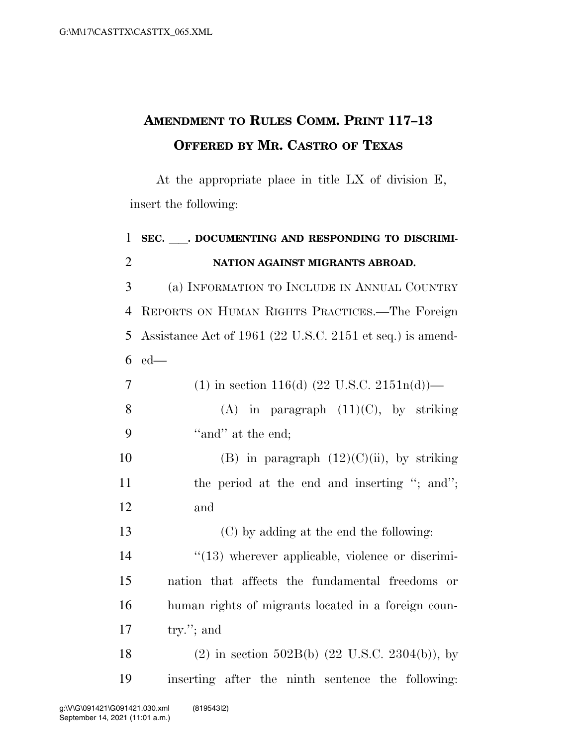# AMENDMENT TO RULES COMM. PRINT 117–13
## OFFERED BY MR. CASTRO OF TEXAS

At the appropriate place in title LX of division E, insert the following:

**SEC. ___. DOCUMENTING AND RESPONDING TO DISCRIMINATION AGAINST MIGRANTS ABROAD.**

(a) INFORMATION TO INCLUDE IN ANNUAL COUNTRY REPORTS ON HUMAN RIGHTS PRACTICES.—The Foreign Assistance Act of 1961 (22 U.S.C. 2151 et seq.) is amended—

(1) in section 116(d) (22 U.S.C. 2151n(d))—

(A) in paragraph (11)(C), by striking "and" at the end;

(B) in paragraph (12)(C)(ii), by striking the period at the end and inserting "; and"; and

(C) by adding at the end the following:

"(13) wherever applicable, violence or discrimination that affects the fundamental freedoms or human rights of migrants located in a foreign country."; and

(2) in section 502B(b) (22 U.S.C. 2304(b)), by inserting after the ninth sentence the following: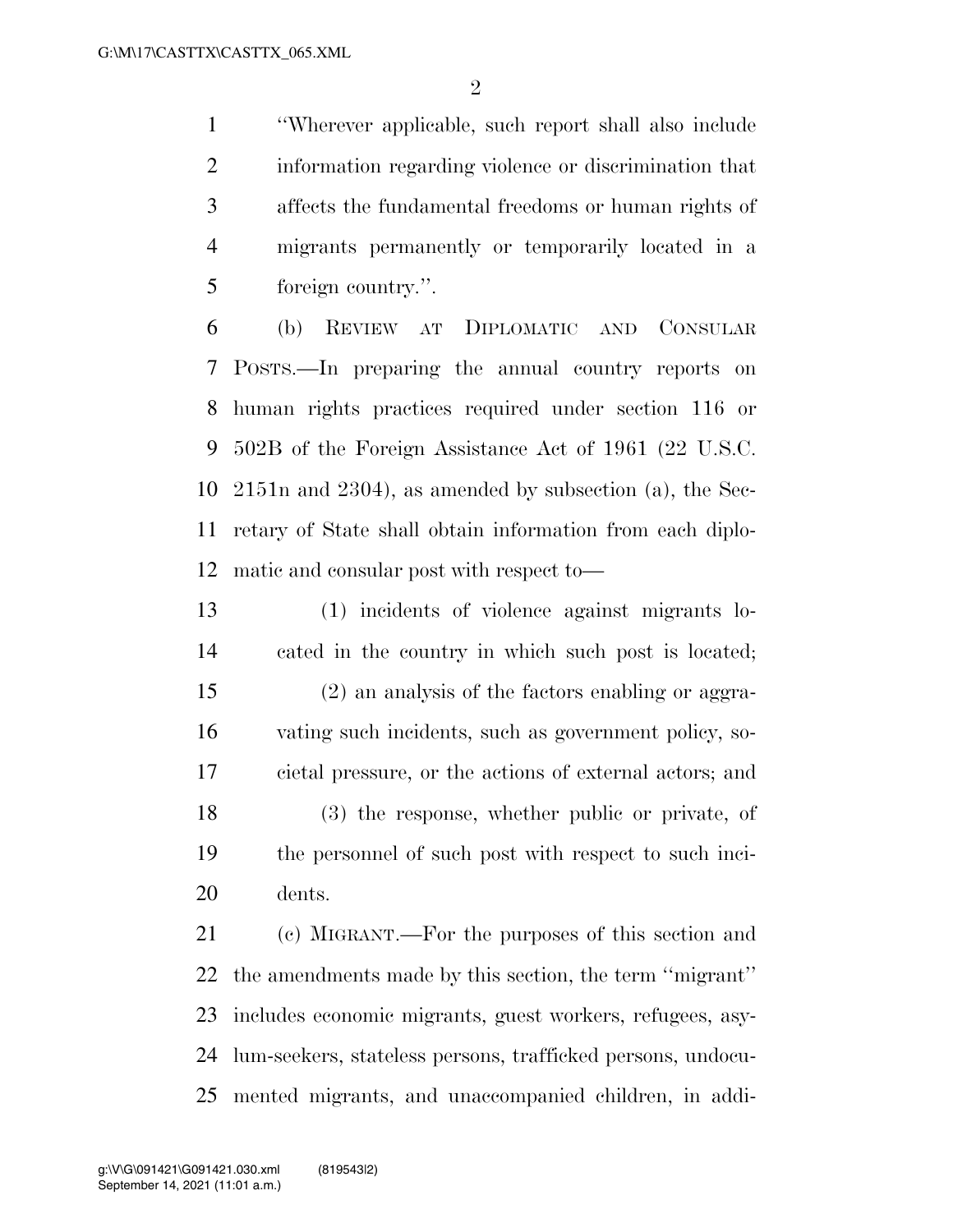"Wherever applicable, such report shall also include information regarding violence or discrimination that affects the fundamental freedoms or human rights of migrants permanently or temporarily located in a foreign country.".

(b) REVIEW AT DIPLOMATIC AND CONSULAR POSTS.—In preparing the annual country reports on human rights practices required under section 116 or 502B of the Foreign Assistance Act of 1961 (22 U.S.C. 2151n and 2304), as amended by subsection (a), the Secretary of State shall obtain information from each diplomatic and consular post with respect to—

(1) incidents of violence against migrants located in the country in which such post is located;

(2) an analysis of the factors enabling or aggravating such incidents, such as government policy, societal pressure, or the actions of external actors; and

(3) the response, whether public or private, of the personnel of such post with respect to such incidents.

(c) MIGRANT.—For the purposes of this section and the amendments made by this section, the term "migrant" includes economic migrants, guest workers, refugees, asylum-seekers, stateless persons, trafficked persons, undocumented migrants, and unaccompanied children, in addi-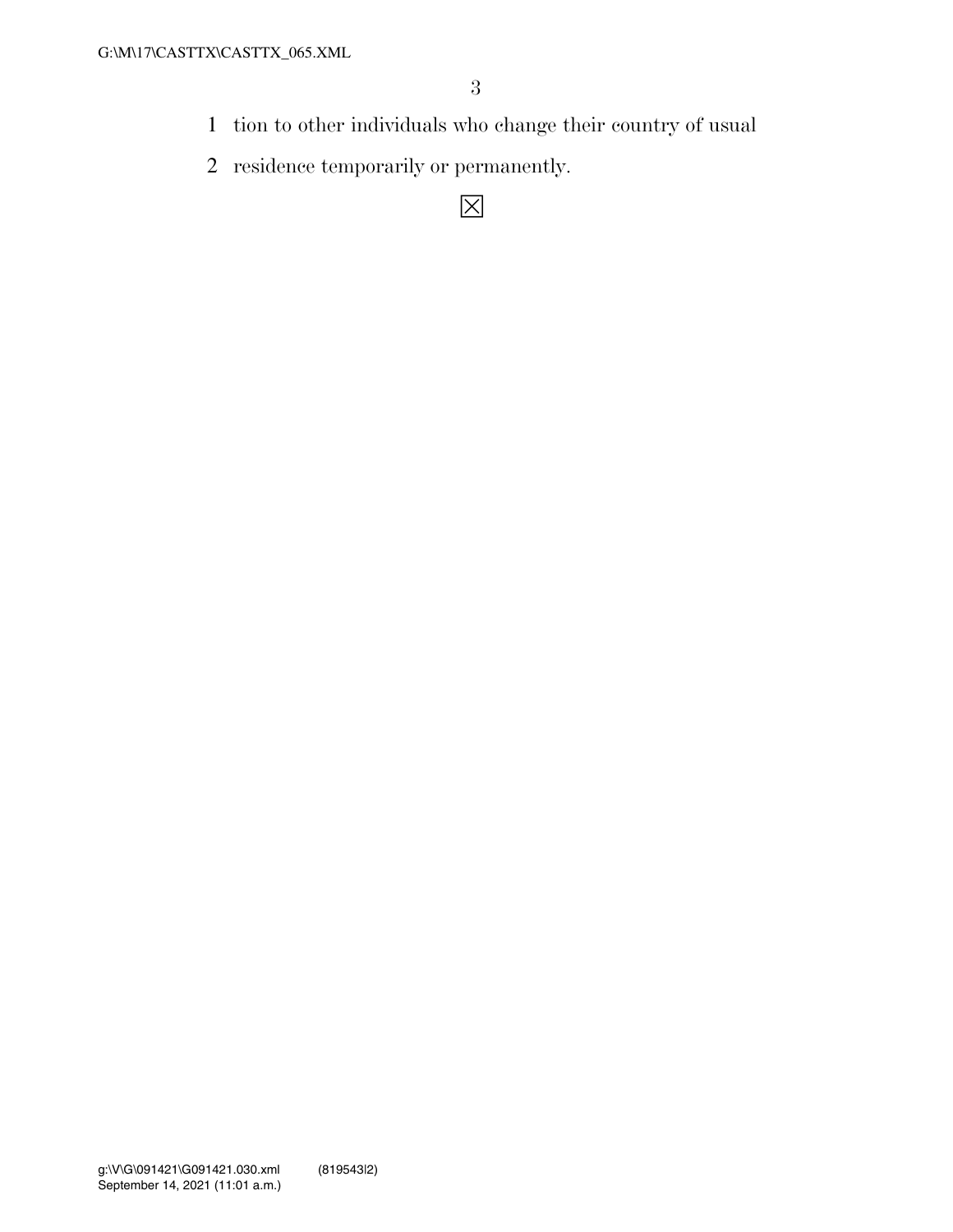tion to other individuals who change their country of usual residence temporarily or permanently.